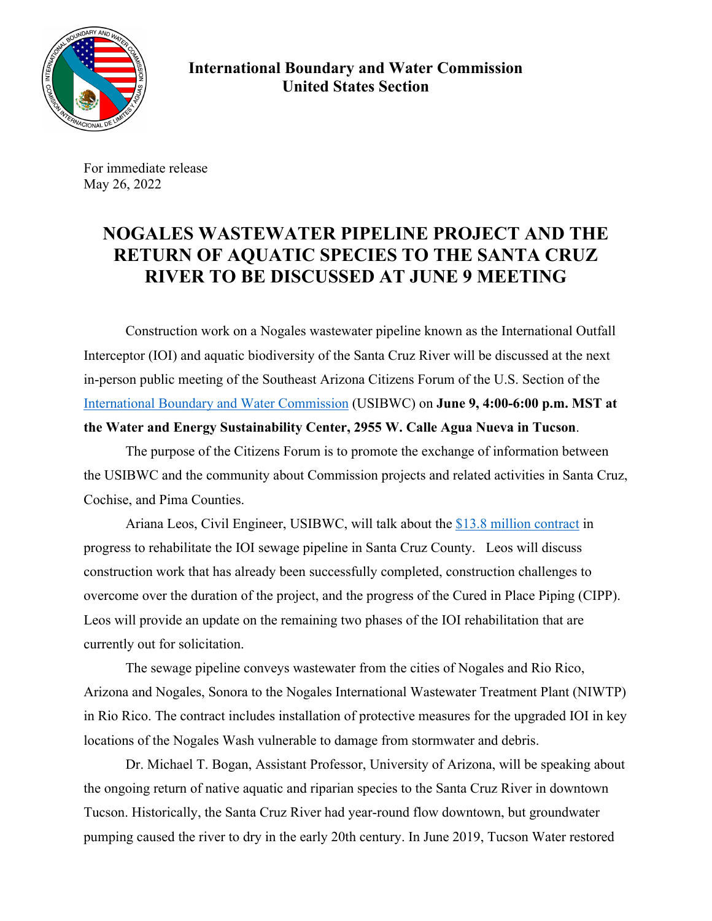**International Boundary and Water Commission**
**United States Section**

For immediate release
May 26, 2022

# NOGALES WASTEWATER PIPELINE PROJECT AND THE RETURN OF AQUATIC SPECIES TO THE SANTA CRUZ RIVER TO BE DISCUSSED AT JUNE 9 MEETING

Construction work on a Nogales wastewater pipeline known as the International Outfall Interceptor (IOI) and aquatic biodiversity of the Santa Cruz River will be discussed at the next in-person public meeting of the Southeast Arizona Citizens Forum of the U.S. Section of the International Boundary and Water Commission (USIBWC) on **June 9, 4:00-6:00 p.m. MST at the Water and Energy Sustainability Center, 2955 W. Calle Agua Nueva in Tucson**.

The purpose of the Citizens Forum is to promote the exchange of information between the USIBWC and the community about Commission projects and related activities in Santa Cruz, Cochise, and Pima Counties.

Ariana Leos, Civil Engineer, USIBWC, will talk about the $13.8 million contract in progress to rehabilitate the IOI sewage pipeline in Santa Cruz County. Leos will discuss construction work that has already been successfully completed, construction challenges to overcome over the duration of the project, and the progress of the Cured in Place Piping (CIPP). Leos will provide an update on the remaining two phases of the IOI rehabilitation that are currently out for solicitation.

The sewage pipeline conveys wastewater from the cities of Nogales and Rio Rico, Arizona and Nogales, Sonora to the Nogales International Wastewater Treatment Plant (NIWTP) in Rio Rico. The contract includes installation of protective measures for the upgraded IOI in key locations of the Nogales Wash vulnerable to damage from stormwater and debris.

Dr. Michael T. Bogan, Assistant Professor, University of Arizona, will be speaking about the ongoing return of native aquatic and riparian species to the Santa Cruz River in downtown Tucson. Historically, the Santa Cruz River had year-round flow downtown, but groundwater pumping caused the river to dry in the early 20th century. In June 2019, Tucson Water restored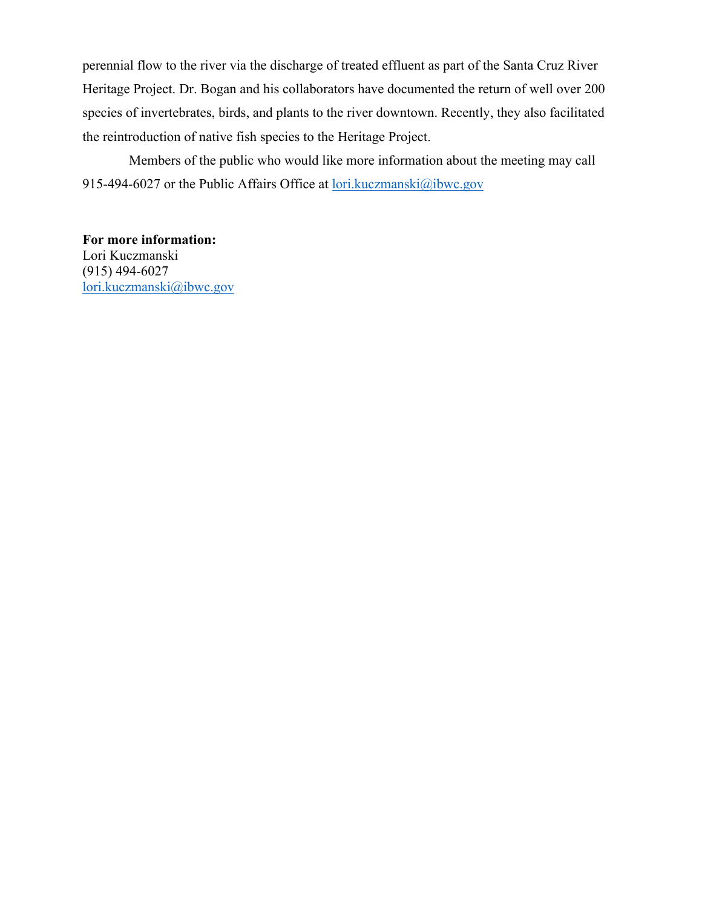perennial flow to the river via the discharge of treated effluent as part of the Santa Cruz River Heritage Project. Dr. Bogan and his collaborators have documented the return of well over 200 species of invertebrates, birds, and plants to the river downtown. Recently, they also facilitated the reintroduction of native fish species to the Heritage Project.

Members of the public who would like more information about the meeting may call 915-494-6027 or the Public Affairs Office at lori.kuczmanski@ibwc.gov

**For more information:**
Lori Kuczmanski
(915) 494-6027
lori.kuczmanski@ibwc.gov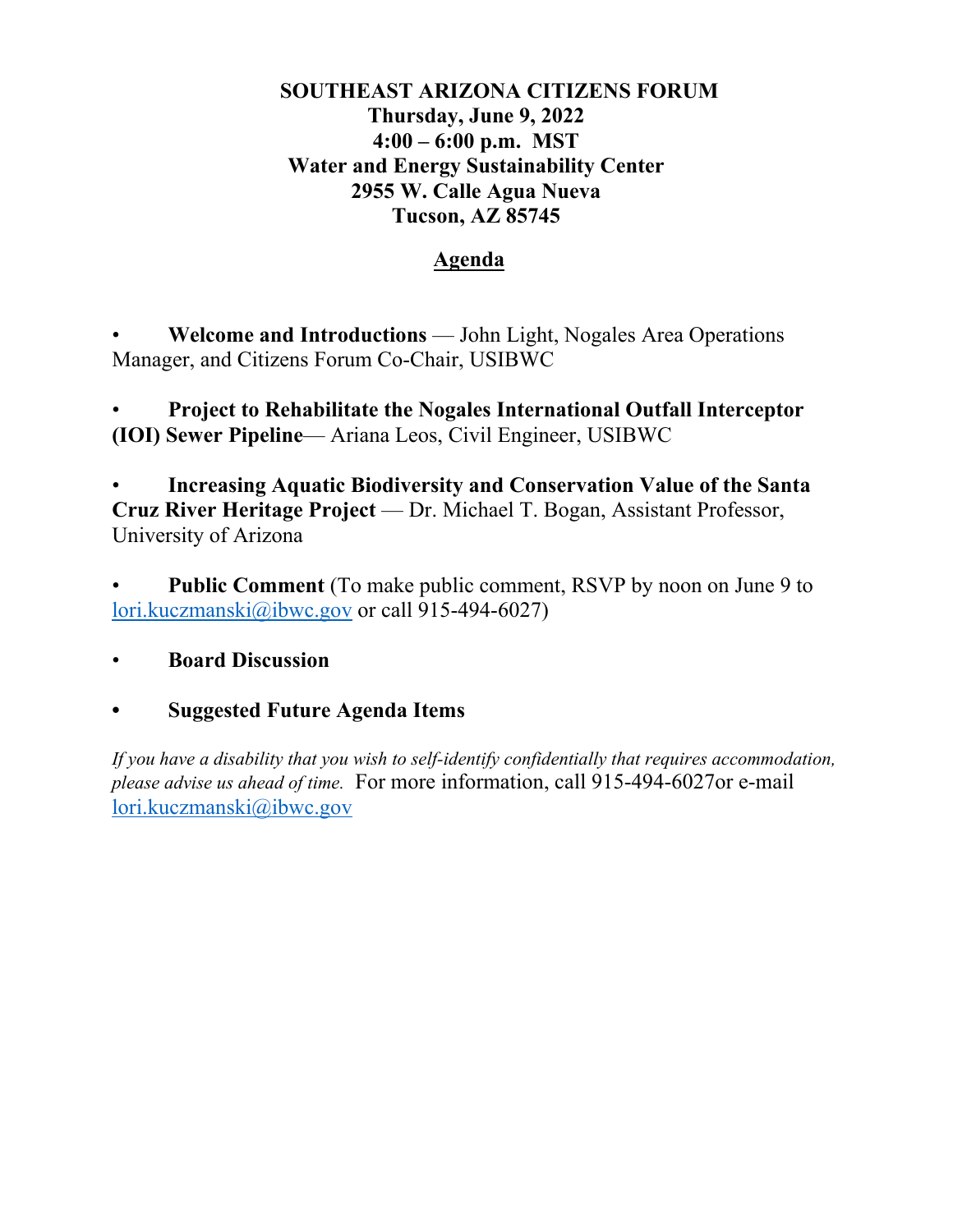**SOUTHEAST ARIZONA CITIZENS FORUM**
**Thursday, June 9, 2022**
**4:00 – 6:00 p.m. MST**
**Water and Energy Sustainability Center**
**2955 W. Calle Agua Nueva**
**Tucson, AZ 85745**

## Agenda

- **Welcome and Introductions** — John Light, Nogales Area Operations Manager, and Citizens Forum Co-Chair, USIBWC

- **Project to Rehabilitate the Nogales International Outfall Interceptor (IOI) Sewer Pipeline**— Ariana Leos, Civil Engineer, USIBWC

- **Increasing Aquatic Biodiversity and Conservation Value of the Santa Cruz River Heritage Project** — Dr. Michael T. Bogan, Assistant Professor, University of Arizona

- **Public Comment** (To make public comment, RSVP by noon on June 9 to lori.kuczmanski@ibwc.gov or call 915-494-6027)

- **Board Discussion**

- **Suggested Future Agenda Items**

*If you have a disability that you wish to self-identify confidentially that requires accommodation, please advise us ahead of time.* For more information, call 915-494-6027or e-mail lori.kuczmanski@ibwc.gov